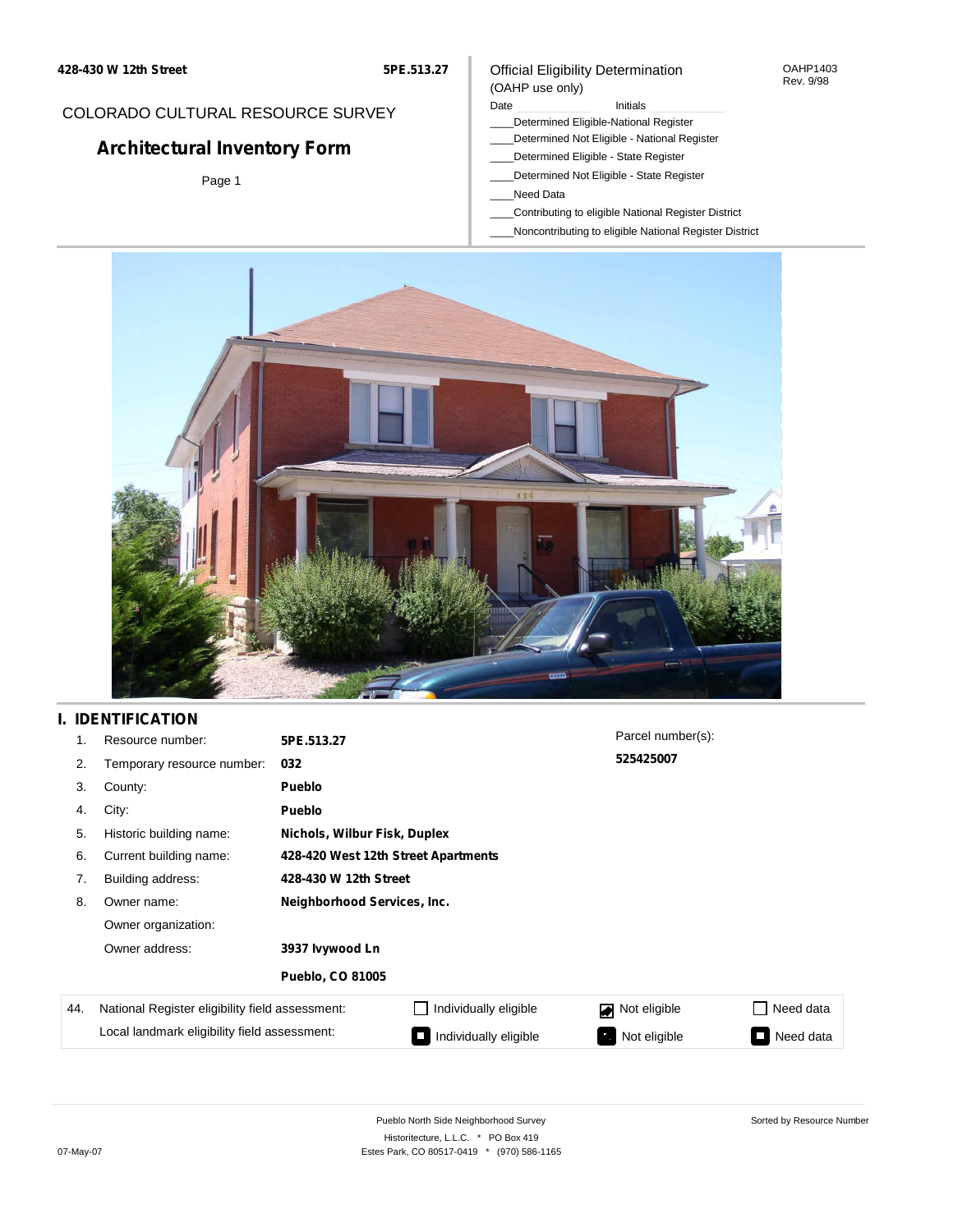428-430 W 12th Street 5PE.513.27

COLORADO CULTURAL RESOURCE SURVEY

# Architectural Inventory Form

Page 1

Official Eligibility Determination
(OAHP use only)

OAHP1403
Rev. 9/98

Date ____ Initials ____

____Determined Eligible-National Register
____Determined Not Eligible - National Register
____Determined Eligible - State Register
____Determined Not Eligible - State Register
____Need Data
____Contributing to eligible National Register District
____Noncontributing to eligible National Register District

## I. IDENTIFICATION

1. Resource number: **5PE.513.27**
2. Temporary resource number: **032**
3. County: **Pueblo**
4. City: **Pueblo**
5. Historic building name: **Nichols, Wilbur Fisk, Duplex**
6. Current building name: **428-420 West 12th Street Apartments**
7. Building address: **428-430 W 12th Street**
8. Owner name: **Neighborhood Services, Inc.**

   Owner organization:

   Owner address: **3937 Ivywood Ln**

   **Pueblo, CO 81005**

Parcel number(s): **525425007**

| 44. | National Register eligibility field assessment: | ☐ Individually eligible | ☑ Not eligible | ☐ Need data |
|---|---|---|---|---|
| | Local landmark eligibility field assessment: | ■ Individually eligible | ■ Not eligible | ■ Need data |

Pueblo North Side Neighborhood Survey
Historitecture, L.L.C. * PO Box 419
Estes Park, CO 80517-0419 * (970) 586-1165

Sorted by Resource Number

07-May-07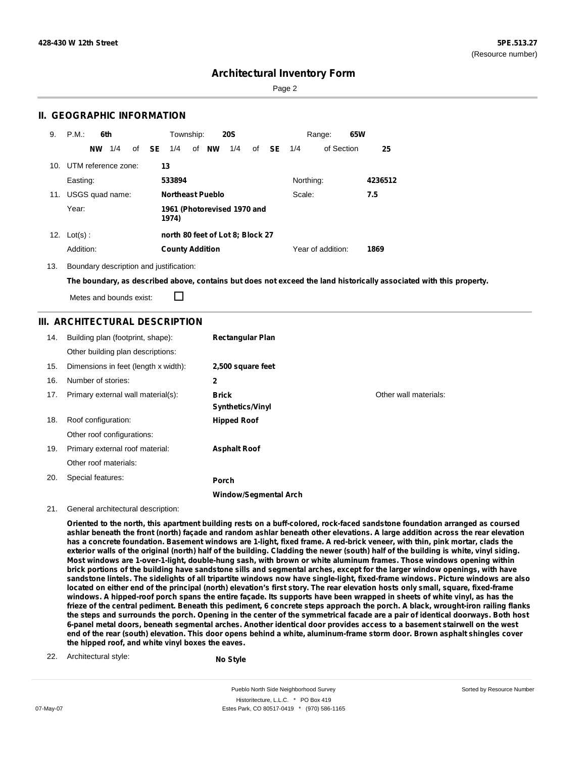# Architectural Inventory Form

## II. GEOGRAPHIC INFORMATION

9. P.M.: **6th** Township: **20S** Range: **65W**

**NW** 1/4 of **SE** 1/4 of **NW** 1/4 of **SE** 1/4 of Section **25**

10. UTM reference zone: **13**

Easting: **533894** Northing: **4236512**

11. USGS quad name: **Northeast Pueblo** Scale: **7.5**

Year: **1961 (Photorevised 1970 and 1974)**

12. Lot(s) : **north 80 feet of Lot 8; Block 27**

Addition: **County Addition** Year of addition: **1869**

13. Boundary description and justification:

**The boundary, as described above, contains but does not exceed the land historically associated with this property.**

Metes and bounds exist: ☐

## III. ARCHITECTURAL DESCRIPTION

14. Building plan (footprint, shape): **Rectangular Plan**

Other building plan descriptions:

15. Dimensions in feet (length x width): **2,500 square feet**

16. Number of stories: **2**

17. Primary external wall material(s): **Brick**, **Synthetics/Vinyl** Other wall materials:

18. Roof configuration: **Hipped Roof**

Other roof configurations:

19. Primary external roof material: **Asphalt Roof**

Other roof materials:

20. Special features: **Porch**, **Window/Segmental Arch**

21. General architectural description:

**Oriented to the north, this apartment building rests on a buff-colored, rock-faced sandstone foundation arranged as coursed ashlar beneath the front (north) façade and random ashlar beneath other elevations. A large addition across the rear elevation has a concrete foundation. Basement windows are 1-light, fixed frame. A red-brick veneer, with thin, pink mortar, clads the exterior walls of the original (north) half of the building. Cladding the newer (south) half of the building is white, vinyl siding. Most windows are 1-over-1-light, double-hung sash, with brown or white aluminum frames. Those windows opening within brick portions of the building have sandstone sills and segmental arches, except for the larger window openings, with have sandstone lintels. The sidelights of all tripartite windows now have single-light, fixed-frame windows. Picture windows are also located on either end of the principal (north) elevation's first story. The rear elevation hosts only small, square, fixed-frame windows. A hipped-roof porch spans the entire façade. Its supports have been wrapped in sheets of white vinyl, as has the frieze of the central pediment. Beneath this pediment, 6 concrete steps approach the porch. A black, wrought-iron railing flanks the steps and surrounds the porch. Opening in the center of the symmetrical facade are a pair of identical doorways. Both host 6-panel metal doors, beneath segmental arches. Another identical door provides access to a basement stairwell on the west end of the rear (south) elevation. This door opens behind a white, aluminum-frame storm door. Brown asphalt shingles cover the hipped roof, and white vinyl boxes the eaves.**

22. Architectural style: **No Style**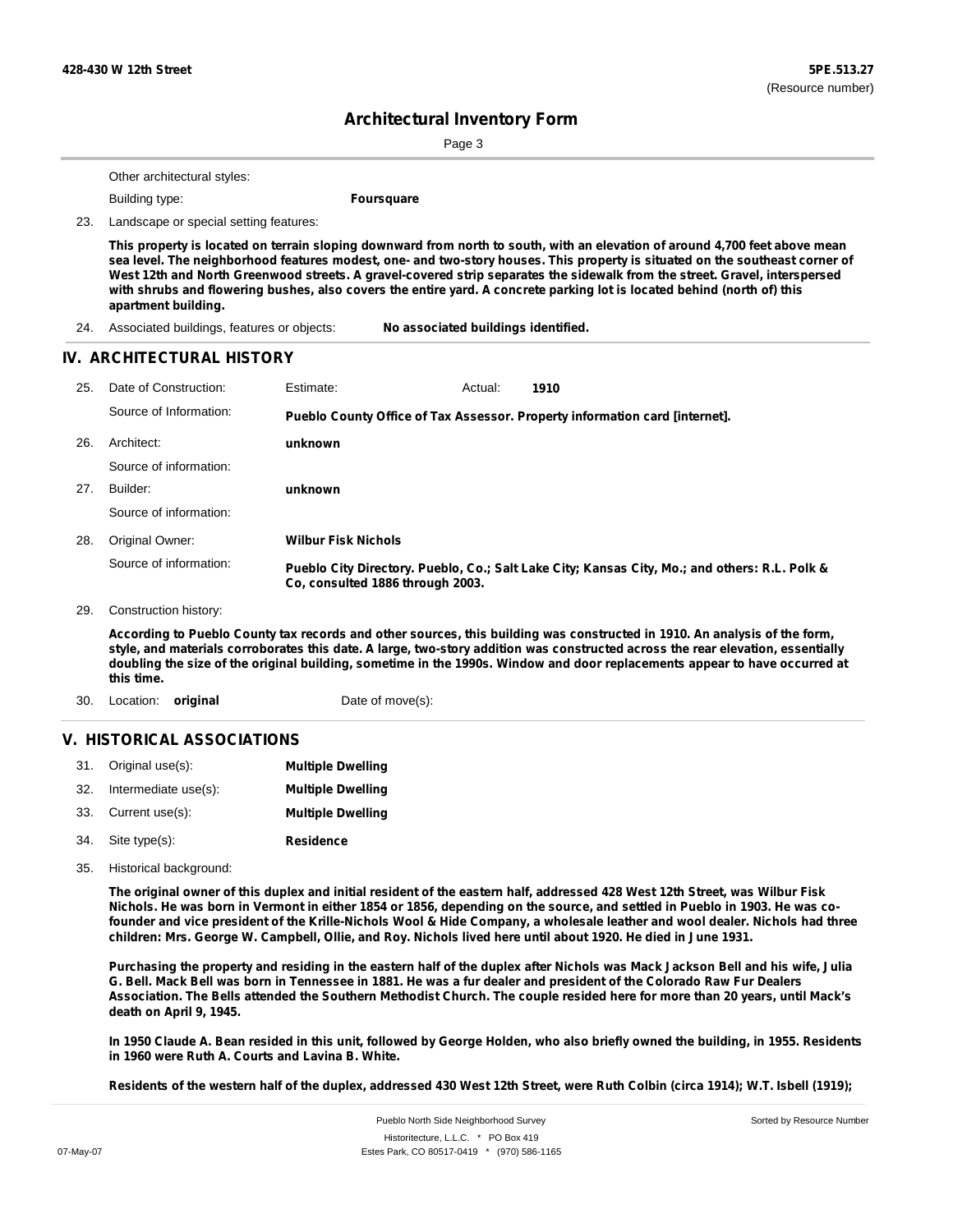Other architectural styles:

Building type: **Foursquare**

23. Landscape or special setting features:

**This property is located on terrain sloping downward from north to south, with an elevation of around 4,700 feet above mean sea level. The neighborhood features modest, one- and two-story houses. This property is situated on the southeast corner of West 12th and North Greenwood streets. A gravel-covered strip separates the sidewalk from the street. Gravel, interspersed with shrubs and flowering bushes, also covers the entire yard. A concrete parking lot is located behind (north of) this apartment building.**

24. Associated buildings, features or objects: **No associated buildings identified.**

## IV. ARCHITECTURAL HISTORY

25. Date of Construction: Estimate: Actual: **1910**

Source of Information: **Pueblo County Office of Tax Assessor. Property information card [internet].**

26. Architect: **unknown**

Source of information:

27. Builder: **unknown**

Source of information:

28. Original Owner: **Wilbur Fisk Nichols**

Source of information: **Pueblo City Directory. Pueblo, Co.; Salt Lake City; Kansas City, Mo.; and others: R.L. Polk & Co, consulted 1886 through 2003.**

29. Construction history:

**According to Pueblo County tax records and other sources, this building was constructed in 1910. An analysis of the form, style, and materials corroborates this date. A large, two-story addition was constructed across the rear elevation, essentially doubling the size of the original building, sometime in the 1990s. Window and door replacements appear to have occurred at this time.**

30. Location: **original** Date of move(s):

## V. HISTORICAL ASSOCIATIONS

31. Original use(s): **Multiple Dwelling**
32. Intermediate use(s): **Multiple Dwelling**
33. Current use(s): **Multiple Dwelling**
34. Site type(s): **Residence**

35. Historical background:

**The original owner of this duplex and initial resident of the eastern half, addressed 428 West 12th Street, was Wilbur Fisk Nichols. He was born in Vermont in either 1854 or 1856, depending on the source, and settled in Pueblo in 1903. He was co-founder and vice president of the Krille-Nichols Wool & Hide Company, a wholesale leather and wool dealer. Nichols had three children: Mrs. George W. Campbell, Ollie, and Roy. Nichols lived here until about 1920. He died in June 1931.**

**Purchasing the property and residing in the eastern half of the duplex after Nichols was Mack Jackson Bell and his wife, Julia G. Bell. Mack Bell was born in Tennessee in 1881. He was a fur dealer and president of the Colorado Raw Fur Dealers Association. The Bells attended the Southern Methodist Church. The couple resided here for more than 20 years, until Mack's death on April 9, 1945.**

**In 1950 Claude A. Bean resided in this unit, followed by George Holden, who also briefly owned the building, in 1955. Residents in 1960 were Ruth A. Courts and Lavina B. White.**

**Residents of the western half of the duplex, addressed 430 West 12th Street, were Ruth Colbin (circa 1914); W.T. Isbell (1919);**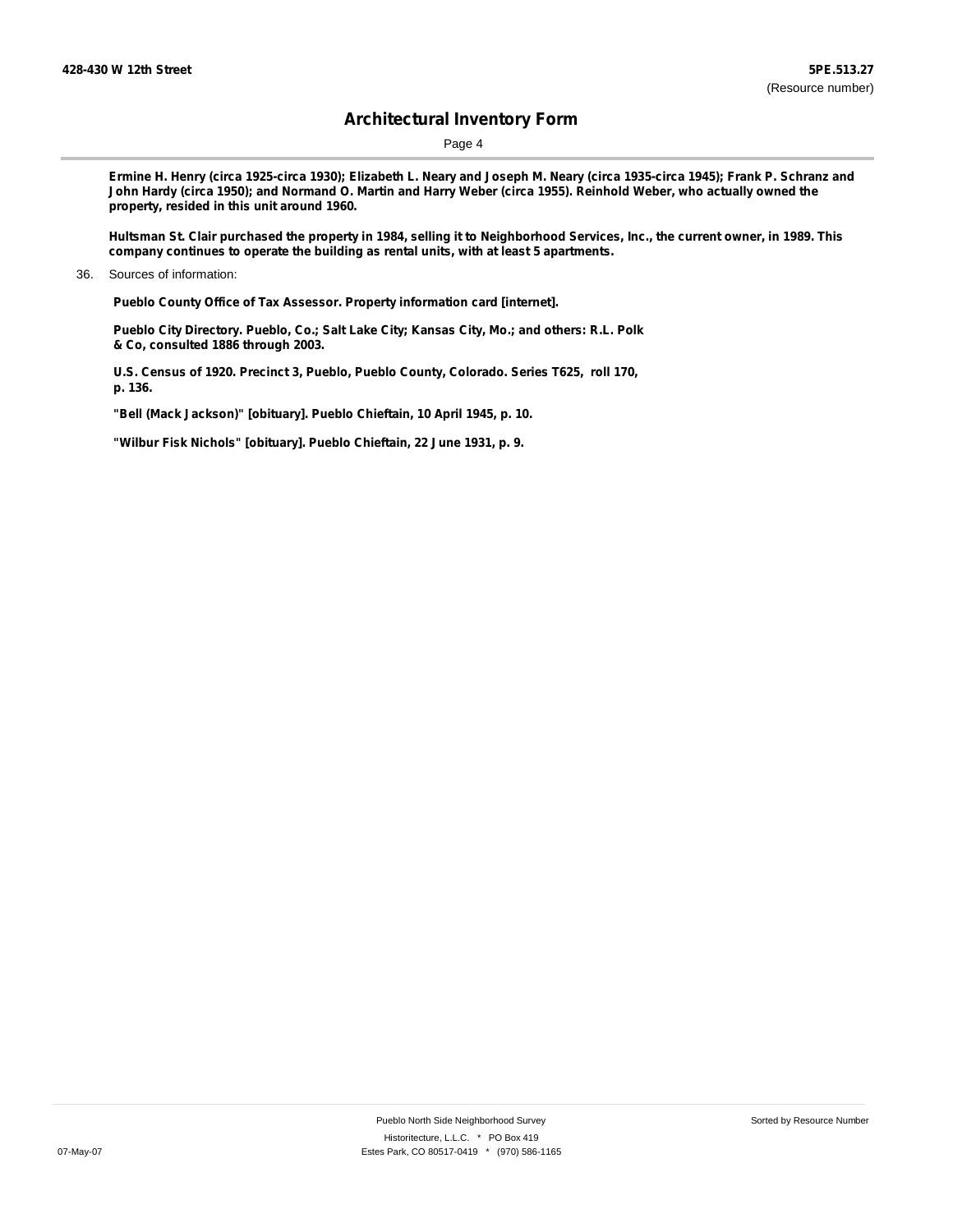Ermine H. Henry (circa 1925-circa 1930); Elizabeth L. Neary and Joseph M. Neary (circa 1935-circa 1945); Frank P. Schranz and John Hardy (circa 1950); and Normand O. Martin and Harry Weber (circa 1955). Reinhold Weber, who actually owned the property, resided in this unit around 1960.

Hultsman St. Clair purchased the property in 1984, selling it to Neighborhood Services, Inc., the current owner, in 1989. This company continues to operate the building as rental units, with at least 5 apartments.

36. Sources of information:

**Pueblo County Office of Tax Assessor. Property information card [internet].**

**Pueblo City Directory. Pueblo, Co.; Salt Lake City; Kansas City, Mo.; and others: R.L. Polk & Co, consulted 1886 through 2003.**

**U.S. Census of 1920. Precinct 3, Pueblo, Pueblo County, Colorado. Series T625, roll 170, p. 136.**

**"Bell (Mack Jackson)" [obituary]. Pueblo Chieftain, 10 April 1945, p. 10.**

**"Wilbur Fisk Nichols" [obituary]. Pueblo Chieftain, 22 June 1931, p. 9.**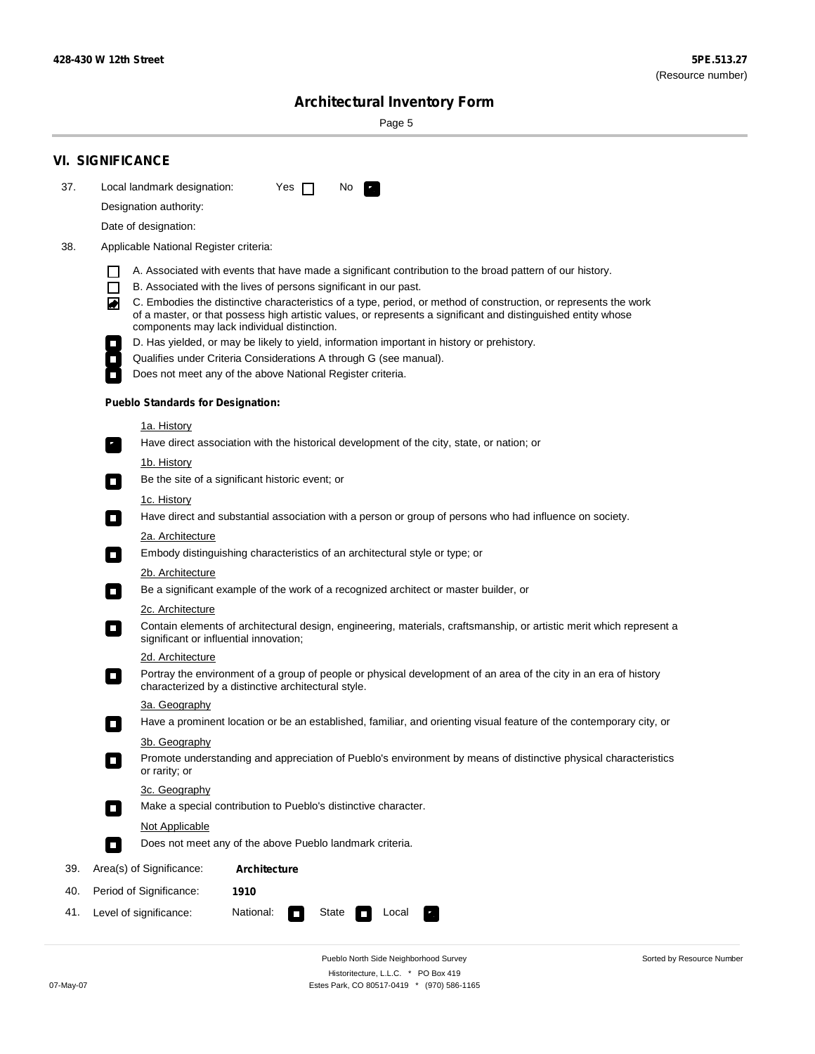## VI. SIGNIFICANCE

37. Local landmark designation: Yes ☐ No ☑

Designation authority:

Date of designation:

38. Applicable National Register criteria:

- ☐ A. Associated with events that have made a significant contribution to the broad pattern of our history.
- ☐ B. Associated with the lives of persons significant in our past.
- ☑ C. Embodies the distinctive characteristics of a type, period, or method of construction, or represents the work of a master, or that possess high artistic values, or represents a significant and distinguished entity whose components may lack individual distinction.
- ☐ D. Has yielded, or may be likely to yield, information important in history or prehistory.
- ☐ Qualifies under Criteria Considerations A through G (see manual).
- ☐ Does not meet any of the above National Register criteria.

**Pueblo Standards for Designation:**

1a. History
- ☑ Have direct association with the historical development of the city, state, or nation; or

1b. History
- ☐ Be the site of a significant historic event; or

1c. History
- ☐ Have direct and substantial association with a person or group of persons who had influence on society.

2a. Architecture
- ☐ Embody distinguishing characteristics of an architectural style or type; or

2b. Architecture
- ☐ Be a significant example of the work of a recognized architect or master builder, or

2c. Architecture
- ☐ Contain elements of architectural design, engineering, materials, craftsmanship, or artistic merit which represent a significant or influential innovation;

2d. Architecture
- ☐ Portray the environment of a group of people or physical development of an area of the city in an era of history characterized by a distinctive architectural style.

3a. Geography
- ☐ Have a prominent location or be an established, familiar, and orienting visual feature of the contemporary city, or

3b. Geography
- ☐ Promote understanding and appreciation of Pueblo's environment by means of distinctive physical characteristics or rarity; or

3c. Geography
- ☐ Make a special contribution to Pueblo's distinctive character.

Not Applicable
- ☐ Does not meet any of the above Pueblo landmark criteria.

39. Area(s) of Significance: **Architecture**

40. Period of Significance: **1910**

41. Level of significance: National: ☐ State ☐ Local ☑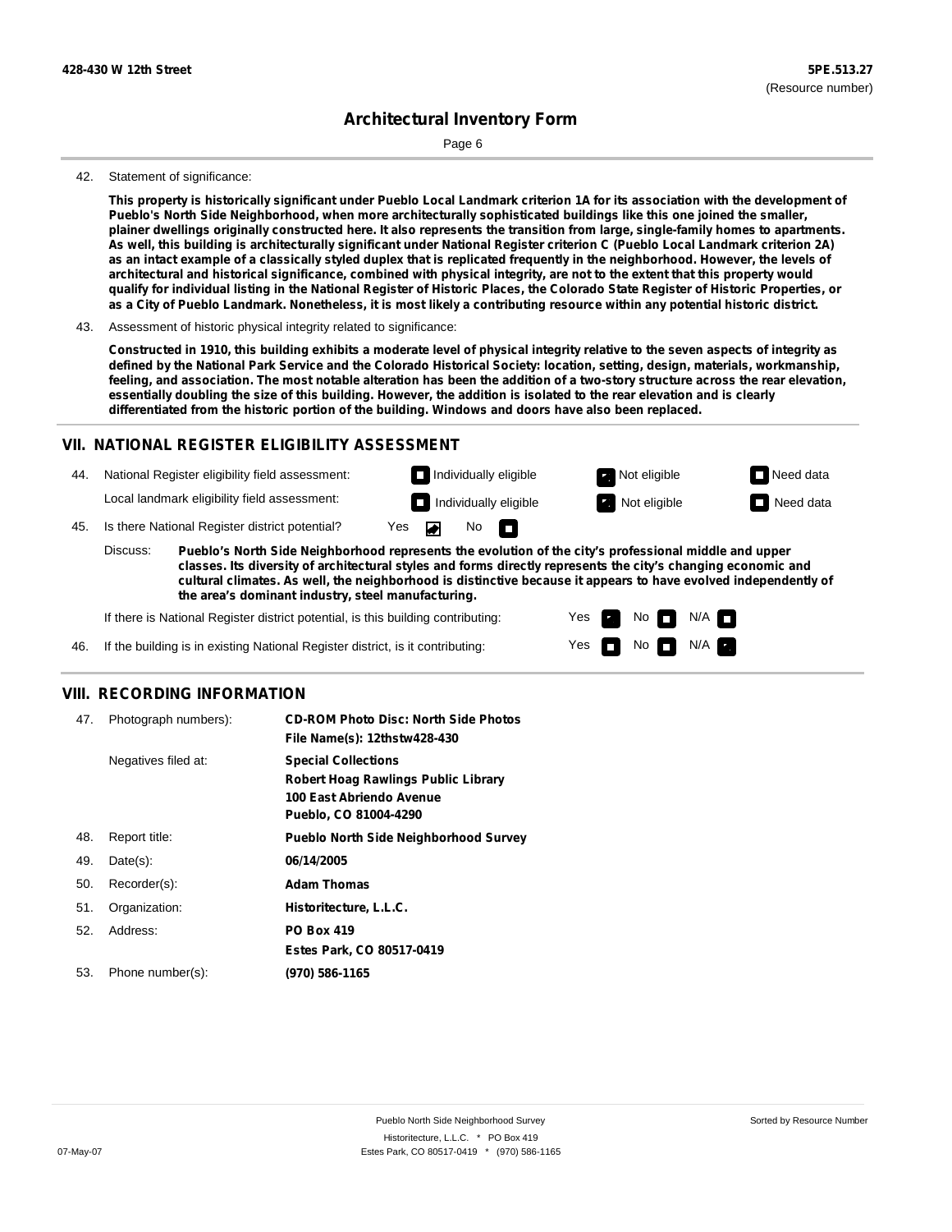42. Statement of significance:

**This property is historically significant under Pueblo Local Landmark criterion 1A for its association with the development of Pueblo's North Side Neighborhood, when more architecturally sophisticated buildings like this one joined the smaller, plainer dwellings originally constructed here. It also represents the transition from large, single-family homes to apartments. As well, this building is architecturally significant under National Register criterion C (Pueblo Local Landmark criterion 2A) as an intact example of a classically styled duplex that is replicated frequently in the neighborhood. However, the levels of architectural and historical significance, combined with physical integrity, are not to the extent that this property would qualify for individual listing in the National Register of Historic Places, the Colorado State Register of Historic Properties, or as a City of Pueblo Landmark. Nonetheless, it is most likely a contributing resource within any potential historic district.**

43. Assessment of historic physical integrity related to significance:

**Constructed in 1910, this building exhibits a moderate level of physical integrity relative to the seven aspects of integrity as defined by the National Park Service and the Colorado Historical Society: location, setting, design, materials, workmanship, feeling, and association. The most notable alteration has been the addition of a two-story structure across the rear elevation, essentially doubling the size of this building. However, the addition is isolated to the rear elevation and is clearly differentiated from the historic portion of the building. Windows and doors have also been replaced.**

## VII. NATIONAL REGISTER ELIGIBILITY ASSESSMENT

44. National Register eligibility field assessment: ☐ Individually eligible ☒ Not eligible ☐ Need data

Local landmark eligibility field assessment: ☐ Individually eligible ☒ Not eligible ☐ Need data

45. Is there National Register district potential? Yes ☒ No ☐

Discuss: **Pueblo's North Side Neighborhood represents the evolution of the city's professional middle and upper classes. Its diversity of architectural styles and forms directly represents the city's changing economic and cultural climates. As well, the neighborhood is distinctive because it appears to have evolved independently of the area's dominant industry, steel manufacturing.**

If there is National Register district potential, is this building contributing: Yes ☒ No ☐ N/A ☐

46. If the building is in existing National Register district, is it contributing: Yes ☐ No ☐ N/A ☒

## VIII. RECORDING INFORMATION

47. Photograph numbers): **CD-ROM Photo Disc: North Side Photos**
**File Name(s): 12thstw428-430**

Negatives filed at: **Special Collections**
**Robert Hoag Rawlings Public Library**
**100 East Abriendo Avenue**
**Pueblo, CO 81004-4290**

48. Report title: **Pueblo North Side Neighborhood Survey**

49. Date(s): **06/14/2005**

50. Recorder(s): **Adam Thomas**

51. Organization: **Historitecture, L.L.C.**

52. Address: **PO Box 419**
**Estes Park, CO 80517-0419**

53. Phone number(s): **(970) 586-1165**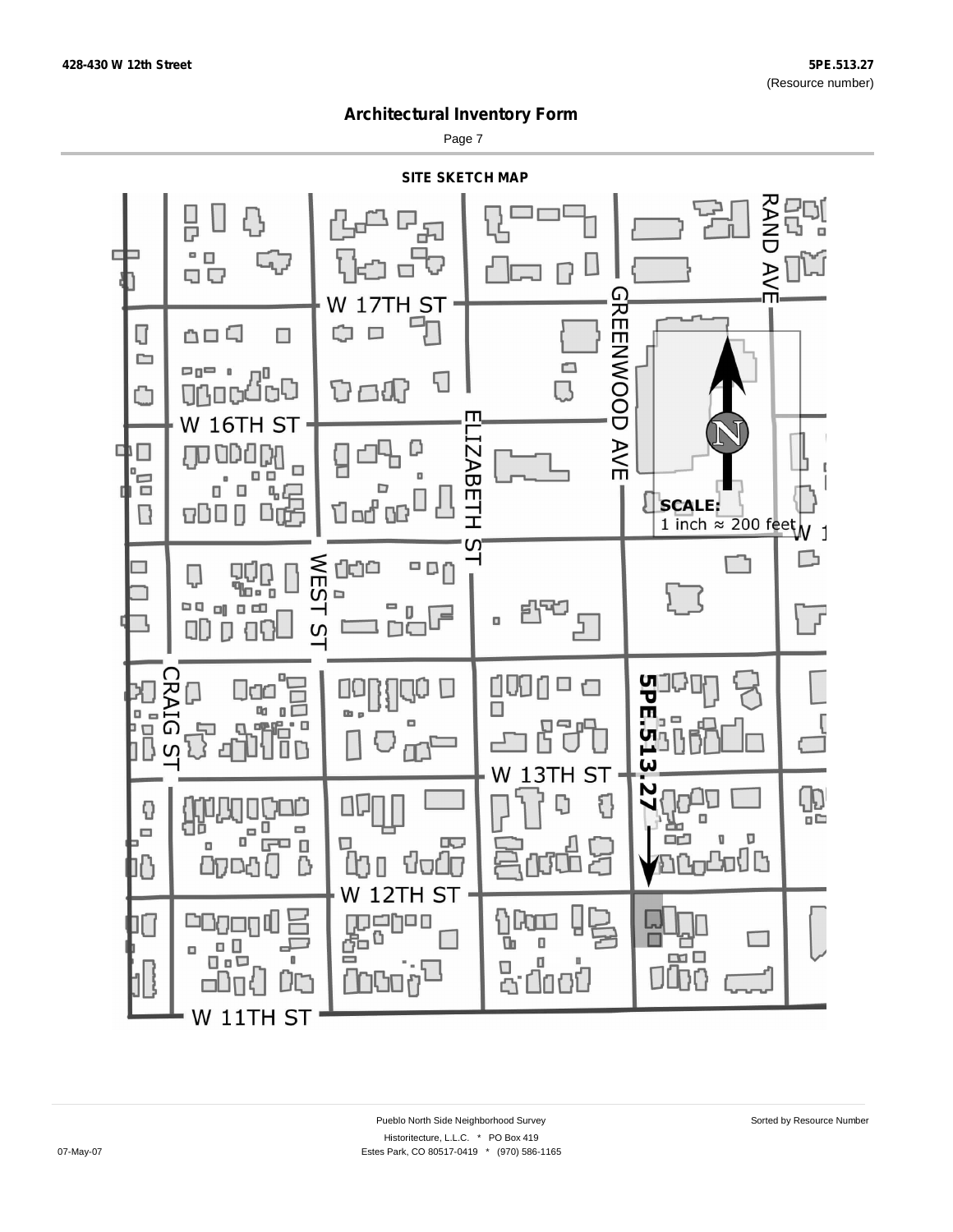# Architectural Inventory Form

## SITE SKETCH MAP

W 17TH ST

W 16TH ST

W 13TH ST

W 12TH ST

W 11TH ST

RAND AVE

GREENWOOD AVE

ELIZABETH ST

WEST ST

CRAIG ST

5PE.513.27

SCALE:
1 inch ≈ 200 feet

N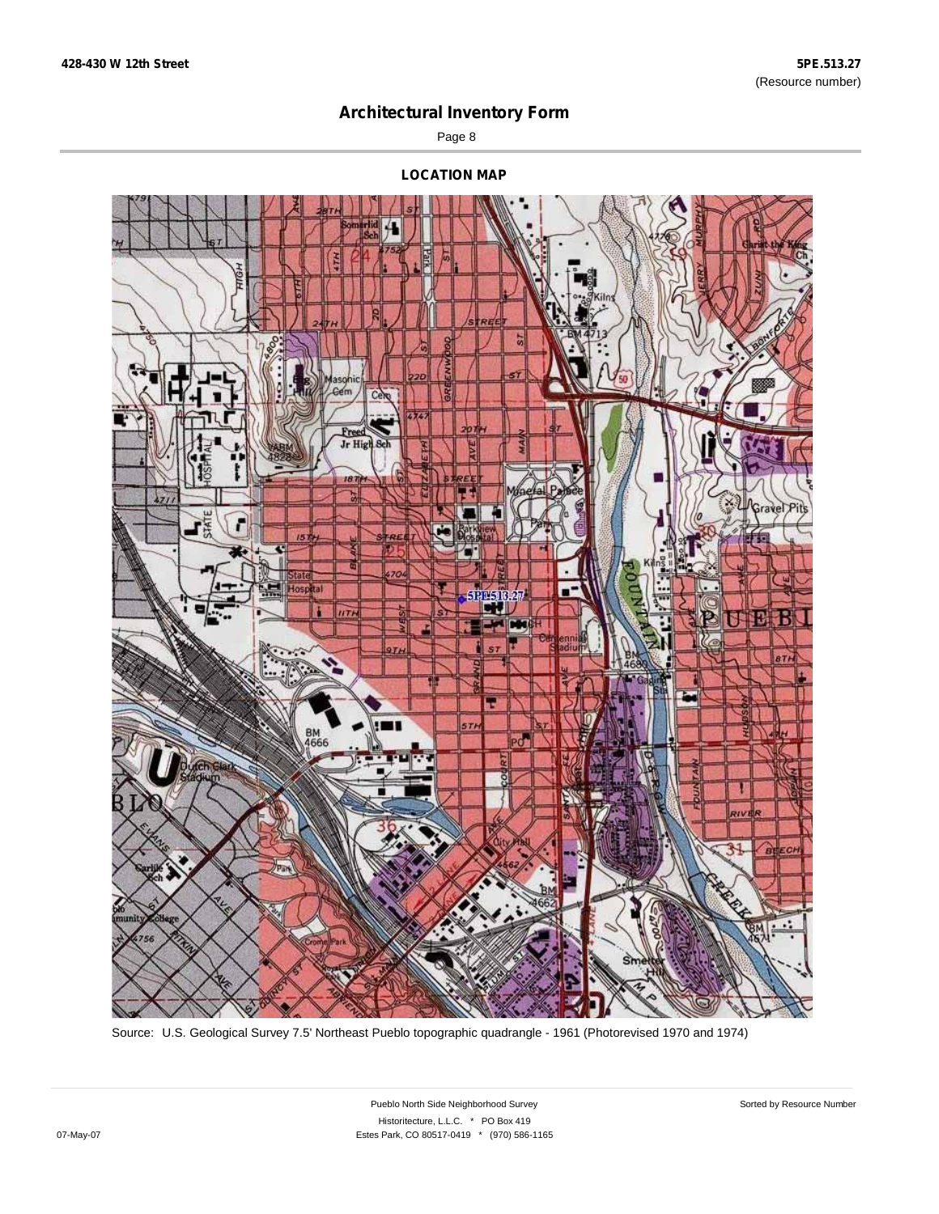## Architectural Inventory Form

### LOCATION MAP

Source: U.S. Geological Survey 7.5' Northeast Pueblo topographic quadrangle - 1961 (Photorevised 1970 and 1974)